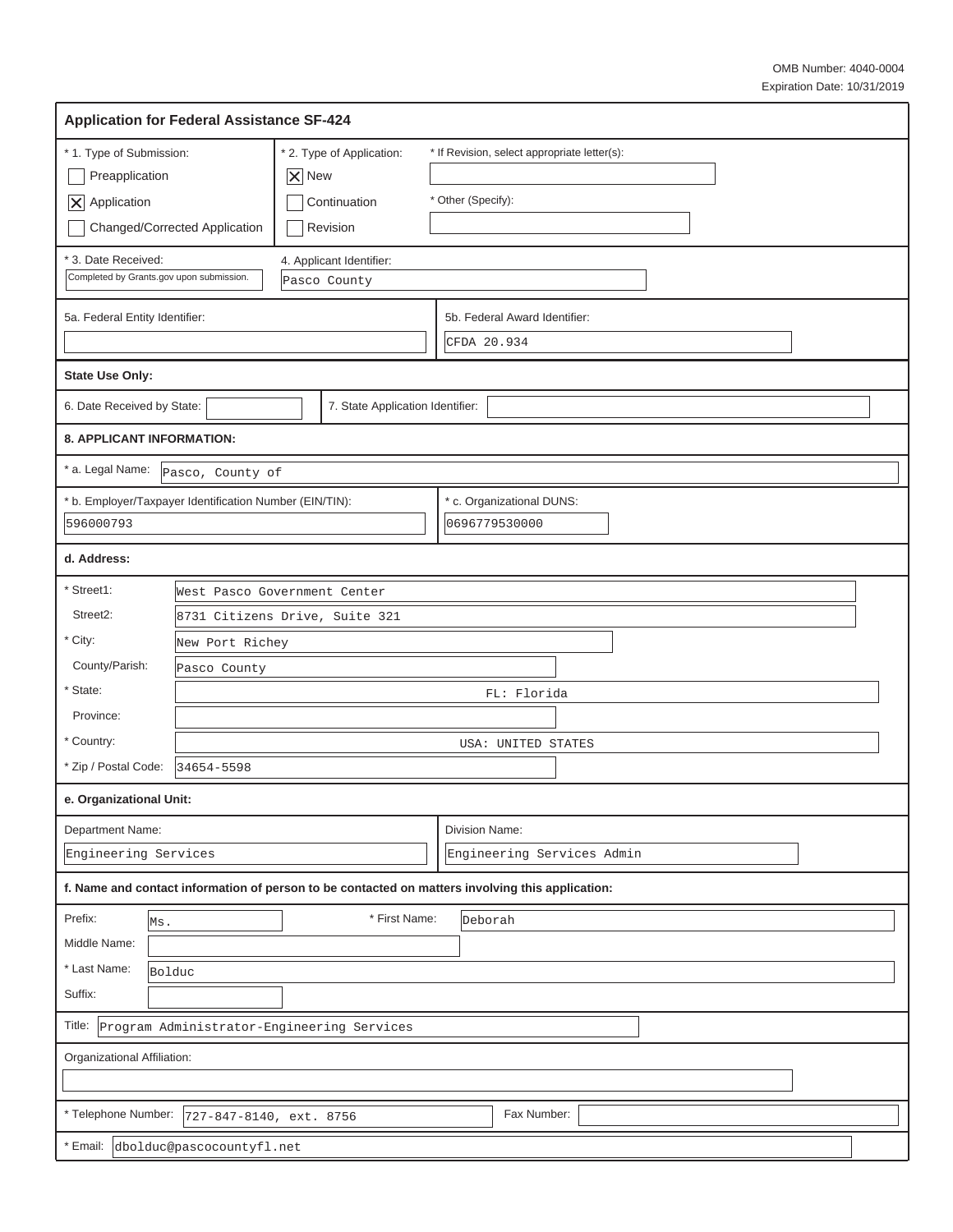OMB Number: 4040-0004
Expiration Date: 10/31/2019

## Application for Federal Assistance SF-424

| * 1. Type of Submission: | * 2. Type of Application: | * If Revision, select appropriate letter(s): |
|---|---|---|
| ☐ Preapplication | ☒ New | |
| ☒ Application | ☐ Continuation | * Other (Specify): |
| ☐ Changed/Corrected Application | ☐ Revision | |

* 3. Date Received: Completed by Grants.gov upon submission.

4. Applicant Identifier: Pasco County

5a. Federal Entity Identifier:

5b. Federal Award Identifier: CFDA 20.934

**State Use Only:**

6. Date Received by State:

7. State Application Identifier:

**8. APPLICANT INFORMATION:**

* a. Legal Name: Pasco, County of

* b. Employer/Taxpayer Identification Number (EIN/TIN): 596000793

* c. Organizational DUNS: 0696779530000

**d. Address:**

* Street1: West Pasco Government Center
Street2: 8731 Citizens Drive, Suite 321
* City: New Port Richey
County/Parish: Pasco County
* State: FL: Florida
Province:
* Country: USA: UNITED STATES
* Zip / Postal Code: 34654-5598

**e. Organizational Unit:**

Department Name: Engineering Services

Division Name: Engineering Services Admin

**f. Name and contact information of person to be contacted on matters involving this application:**

Prefix: Ms.
* First Name: Deborah
Middle Name:
* Last Name: Bolduc
Suffix:

Title: Program Administrator-Engineering Services

Organizational Affiliation:

* Telephone Number: 727-847-8140, ext. 8756

Fax Number:

* Email: dbolduc@pascocountyfl.net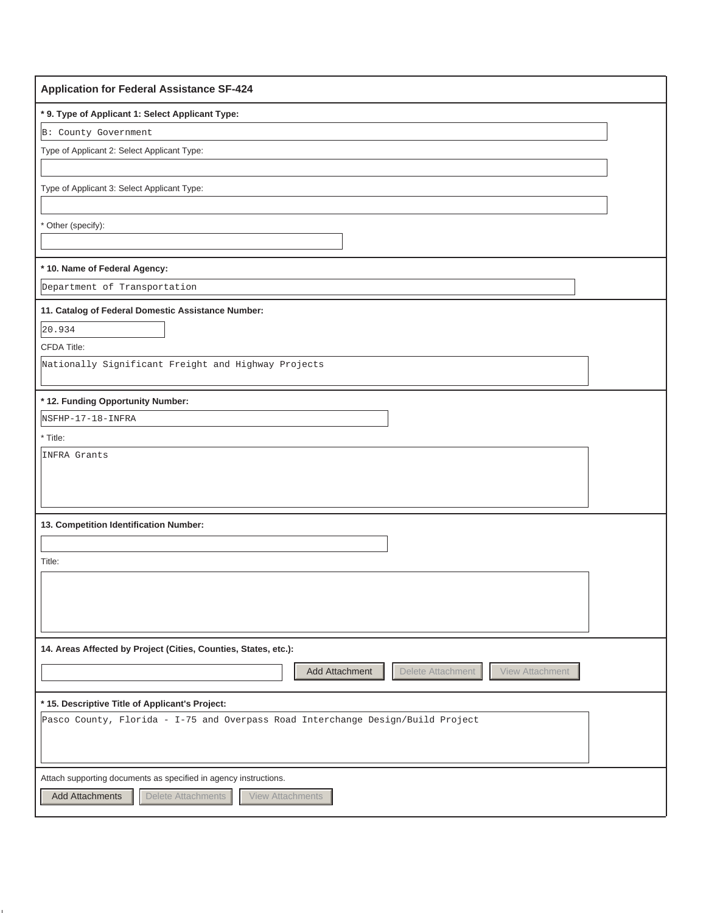## Application for Federal Assistance SF-424

**\* 9. Type of Applicant 1: Select Applicant Type:**

B: County Government

Type of Applicant 2: Select Applicant Type:

Type of Applicant 3: Select Applicant Type:

\* Other (specify):

**\* 10. Name of Federal Agency:**

Department of Transportation

**11. Catalog of Federal Domestic Assistance Number:**

20.934

CFDA Title:

Nationally Significant Freight and Highway Projects

**\* 12. Funding Opportunity Number:**

NSFHP-17-18-INFRA

\* Title:

INFRA Grants

**13. Competition Identification Number:**

Title:

**14. Areas Affected by Project (Cities, Counties, States, etc.):**

Add Attachment | Delete Attachment | View Attachment

**\* 15. Descriptive Title of Applicant's Project:**

Pasco County, Florida - I-75 and Overpass Road Interchange Design/Build Project

Attach supporting documents as specified in agency instructions.

Add Attachments | Delete Attachments | View Attachments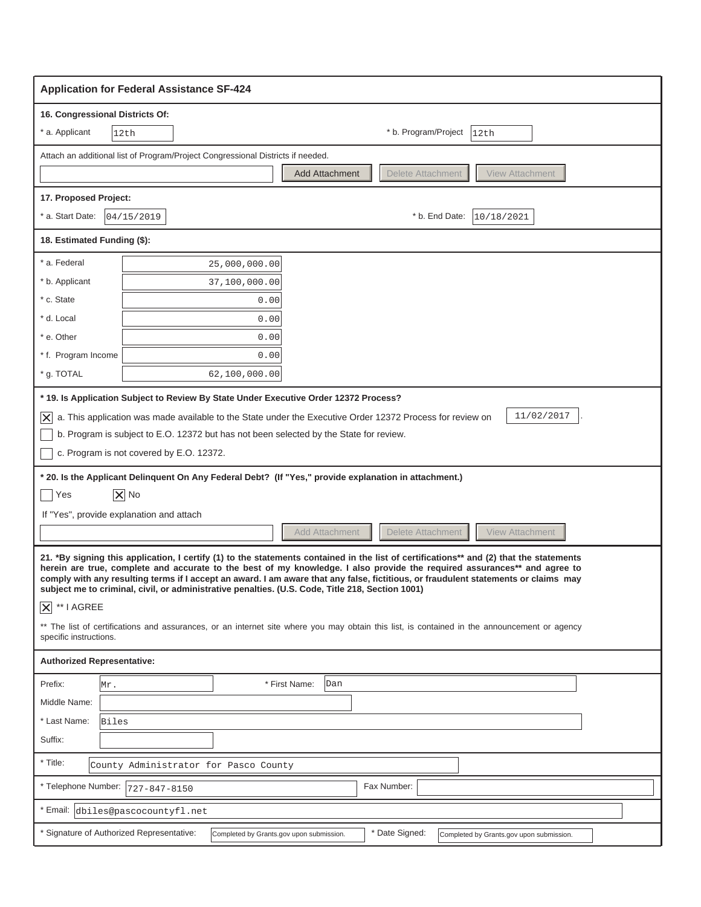## Application for Federal Assistance SF-424

**16. Congressional Districts Of:**

* a. Applicant: 12th

* b. Program/Project: 12th

Attach an additional list of Program/Project Congressional Districts if needed.

Add Attachment | Delete Attachment | View Attachment

**17. Proposed Project:**

* a. Start Date: 04/15/2019

* b. End Date: 10/18/2021

**18. Estimated Funding ($):**

| | |
|---|---|
| * a. Federal | 25,000,000.00 |
| * b. Applicant | 37,100,000.00 |
| * c. State | 0.00 |
| * d. Local | 0.00 |
| * e. Other | 0.00 |
| * f. Program Income | 0.00 |
| * g. TOTAL | 62,100,000.00 |

**\* 19. Is Application Subject to Review By State Under Executive Order 12372 Process?**

[X] a. This application was made available to the State under the Executive Order 12372 Process for review on 11/02/2017.

[ ] b. Program is subject to E.O. 12372 but has not been selected by the State for review.

[ ] c. Program is not covered by E.O. 12372.

**\* 20. Is the Applicant Delinquent On Any Federal Debt? (If "Yes," provide explanation in attachment.)**

[ ] Yes [X] No

If "Yes", provide explanation and attach

Add Attachment | Delete Attachment | View Attachment

**21. \*By signing this application, I certify (1) to the statements contained in the list of certifications\*\* and (2) that the statements herein are true, complete and accurate to the best of my knowledge. I also provide the required assurances\*\* and agree to comply with any resulting terms if I accept an award. I am aware that any false, fictitious, or fraudulent statements or claims may subject me to criminal, civil, or administrative penalties. (U.S. Code, Title 218, Section 1001)**

[X] \*\* I AGREE

\*\* The list of certifications and assurances, or an internet site where you may obtain this list, is contained in the announcement or agency specific instructions.

**Authorized Representative:**

Prefix: Mr.

* First Name: Dan

Middle Name:

* Last Name: Biles

Suffix:

* Title: County Administrator for Pasco County

* Telephone Number: 727-847-8150

Fax Number:

* Email: dbiles@pascocountyfl.net

* Signature of Authorized Representative: Completed by Grants.gov upon submission.

* Date Signed: Completed by Grants.gov upon submission.